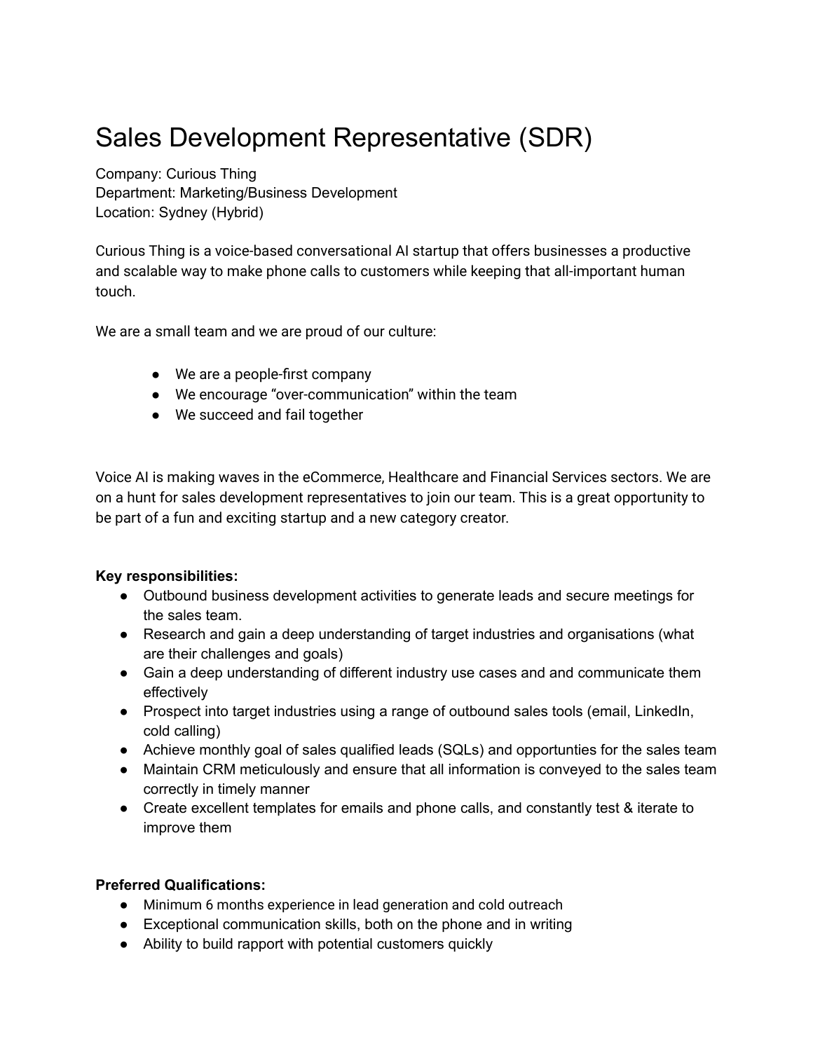# Sales Development Representative (SDR)

Company: Curious Thing
Department: Marketing/Business Development
Location: Sydney (Hybrid)

Curious Thing is a voice-based conversational AI startup that offers businesses a productive and scalable way to make phone calls to customers while keeping that all-important human touch.

We are a small team and we are proud of our culture:

- We are a people-first company
- We encourage "over-communication" within the team
- We succeed and fail together

Voice AI is making waves in the eCommerce, Healthcare and Financial Services sectors. We are on a hunt for sales development representatives to join our team. This is a great opportunity to be part of a fun and exciting startup and a new category creator.

**Key responsibilities:**

- Outbound business development activities to generate leads and secure meetings for the sales team.
- Research and gain a deep understanding of target industries and organisations (what are their challenges and goals)
- Gain a deep understanding of different industry use cases and and communicate them effectively
- Prospect into target industries using a range of outbound sales tools (email, LinkedIn, cold calling)
- Achieve monthly goal of sales qualified leads (SQLs) and opportunties for the sales team
- Maintain CRM meticulously and ensure that all information is conveyed to the sales team correctly in timely manner
- Create excellent templates for emails and phone calls, and constantly test & iterate to improve them

**Preferred Qualifications:**

- Minimum 6 months experience in lead generation and cold outreach
- Exceptional communication skills, both on the phone and in writing
- Ability to build rapport with potential customers quickly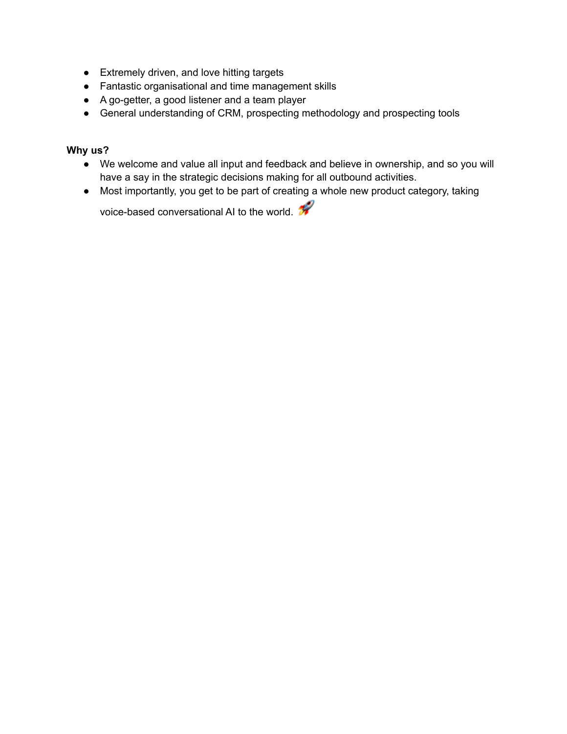- Extremely driven, and love hitting targets
- Fantastic organisational and time management skills
- A go-getter, a good listener and a team player
- General understanding of CRM, prospecting methodology and prospecting tools

**Why us?**

- We welcome and value all input and feedback and believe in ownership, and so you will have a say in the strategic decisions making for all outbound activities.
- Most importantly, you get to be part of creating a whole new product category, taking voice-based conversational AI to the world. 🚀